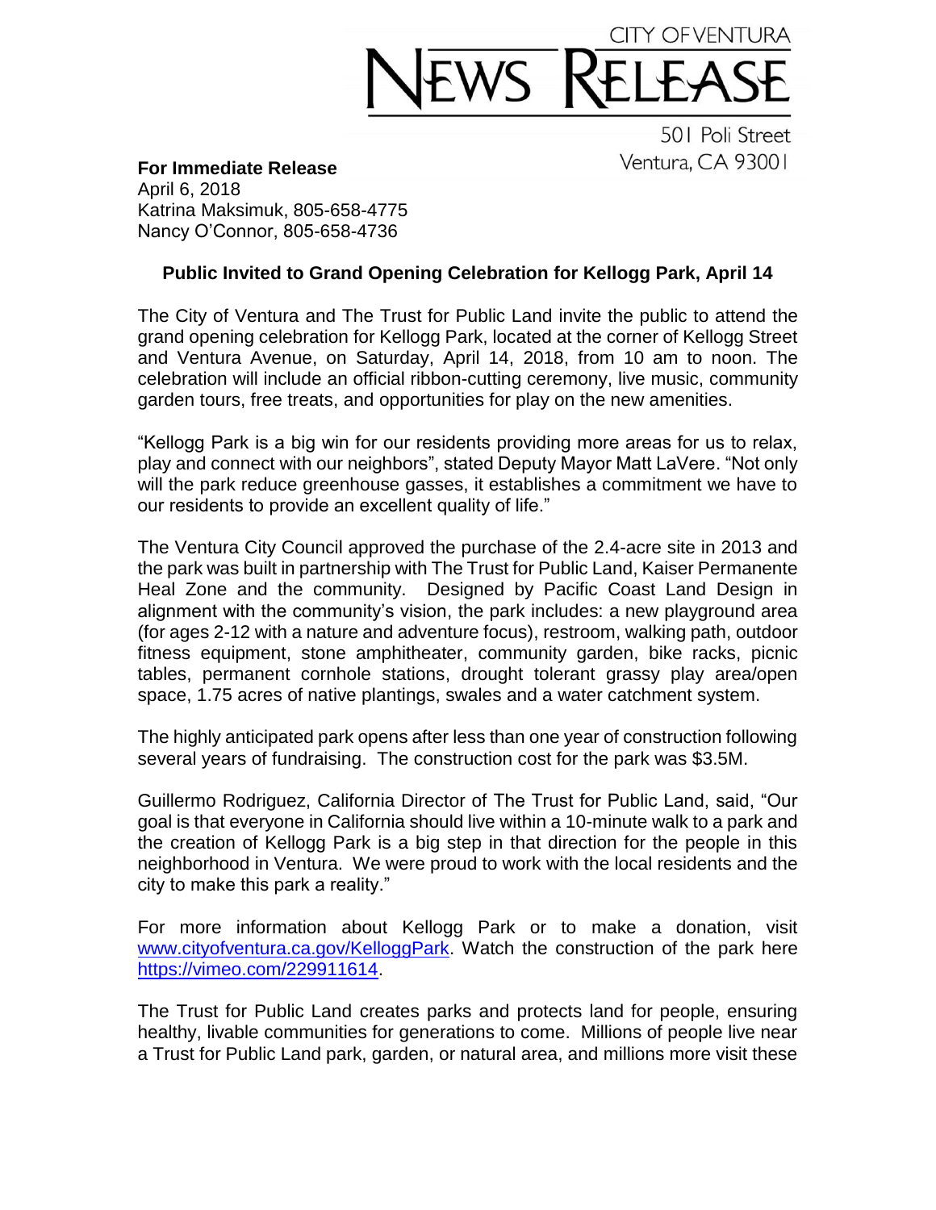CITY OF VENTURA

# NEWS RELEASE

501 Poli Street
Ventura, CA 93001

**For Immediate Release**
April 6, 2018
Katrina Maksimuk, 805-658-4775
Nancy O'Connor, 805-658-4736

## Public Invited to Grand Opening Celebration for Kellogg Park, April 14

The City of Ventura and The Trust for Public Land invite the public to attend the grand opening celebration for Kellogg Park, located at the corner of Kellogg Street and Ventura Avenue, on Saturday, April 14, 2018, from 10 am to noon. The celebration will include an official ribbon-cutting ceremony, live music, community garden tours, free treats, and opportunities for play on the new amenities.

"Kellogg Park is a big win for our residents providing more areas for us to relax, play and connect with our neighbors", stated Deputy Mayor Matt LaVere. "Not only will the park reduce greenhouse gasses, it establishes a commitment we have to our residents to provide an excellent quality of life."

The Ventura City Council approved the purchase of the 2.4-acre site in 2013 and the park was built in partnership with The Trust for Public Land, Kaiser Permanente Heal Zone and the community. Designed by Pacific Coast Land Design in alignment with the community's vision, the park includes: a new playground area (for ages 2-12 with a nature and adventure focus), restroom, walking path, outdoor fitness equipment, stone amphitheater, community garden, bike racks, picnic tables, permanent cornhole stations, drought tolerant grassy play area/open space, 1.75 acres of native plantings, swales and a water catchment system.

The highly anticipated park opens after less than one year of construction following several years of fundraising. The construction cost for the park was $3.5M.

Guillermo Rodriguez, California Director of The Trust for Public Land, said, "Our goal is that everyone in California should live within a 10-minute walk to a park and the creation of Kellogg Park is a big step in that direction for the people in this neighborhood in Ventura. We were proud to work with the local residents and the city to make this park a reality."

For more information about Kellogg Park or to make a donation, visit www.cityofventura.ca.gov/KelloggPark. Watch the construction of the park here https://vimeo.com/229911614.

The Trust for Public Land creates parks and protects land for people, ensuring healthy, livable communities for generations to come. Millions of people live near a Trust for Public Land park, garden, or natural area, and millions more visit these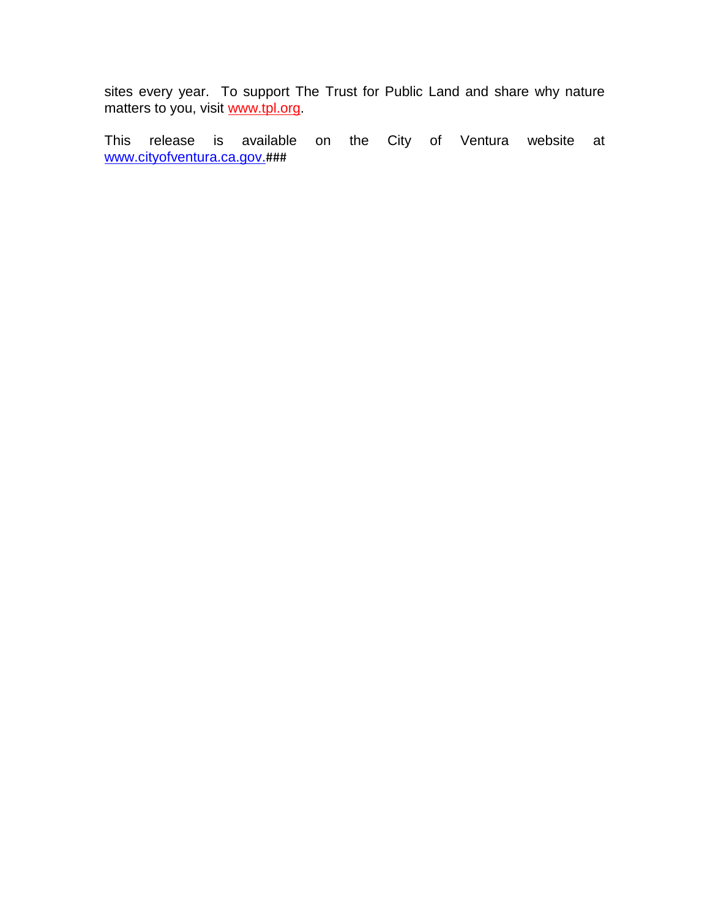sites every year. To support The Trust for Public Land and share why nature matters to you, visit www.tpl.org.

This release is available on the City of Ventura website at www.cityofventura.ca.gov.###